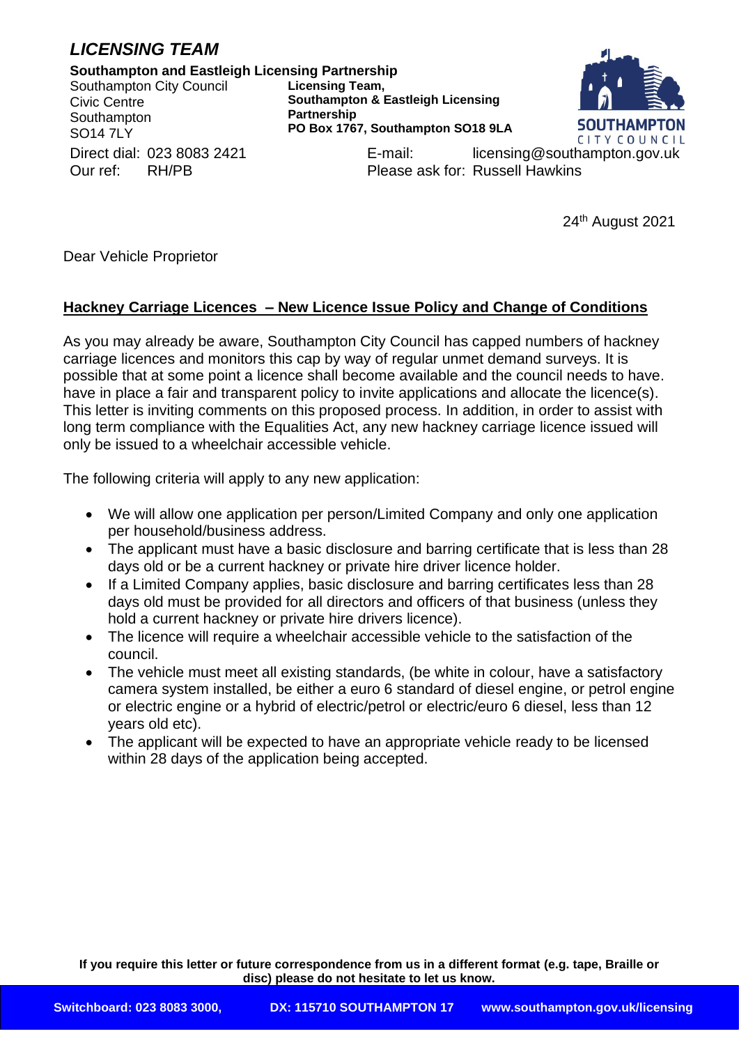## *LICENSING TEAM*

**Southampton and Eastleigh Licensing Partnership**

Southampton City Council
Civic Centre
Southampton
SO14 7LY

**Licensing Team,**
**Southampton & Eastleigh Licensing Partnership**
**PO Box 1767, Southampton SO18 9LA**

SOUTHAMPTON CITY COUNCIL

Direct dial: 023 8083 2421
Our ref: RH/PB

E-mail: licensing@southampton.gov.uk
Please ask for: Russell Hawkins

24th August 2021

Dear Vehicle Proprietor

**Hackney Carriage Licences – New Licence Issue Policy and Change of Conditions**

As you may already be aware, Southampton City Council has capped numbers of hackney carriage licences and monitors this cap by way of regular unmet demand surveys. It is possible that at some point a licence shall become available and the council needs to have. have in place a fair and transparent policy to invite applications and allocate the licence(s). This letter is inviting comments on this proposed process. In addition, in order to assist with long term compliance with the Equalities Act, any new hackney carriage licence issued will only be issued to a wheelchair accessible vehicle.

The following criteria will apply to any new application:

- We will allow one application per person/Limited Company and only one application per household/business address.
- The applicant must have a basic disclosure and barring certificate that is less than 28 days old or be a current hackney or private hire driver licence holder.
- If a Limited Company applies, basic disclosure and barring certificates less than 28 days old must be provided for all directors and officers of that business (unless they hold a current hackney or private hire drivers licence).
- The licence will require a wheelchair accessible vehicle to the satisfaction of the council.
- The vehicle must meet all existing standards, (be white in colour, have a satisfactory camera system installed, be either a euro 6 standard of diesel engine, or petrol engine or electric engine or a hybrid of electric/petrol or electric/euro 6 diesel, less than 12 years old etc).
- The applicant will be expected to have an appropriate vehicle ready to be licensed within 28 days of the application being accepted.

**If you require this letter or future correspondence from us in a different format (e.g. tape, Braille or disc) please do not hesitate to let us know.**

**Switchboard: 023 8083 3000, DX: 115710 SOUTHAMPTON 17 www.southampton.gov.uk/licensing**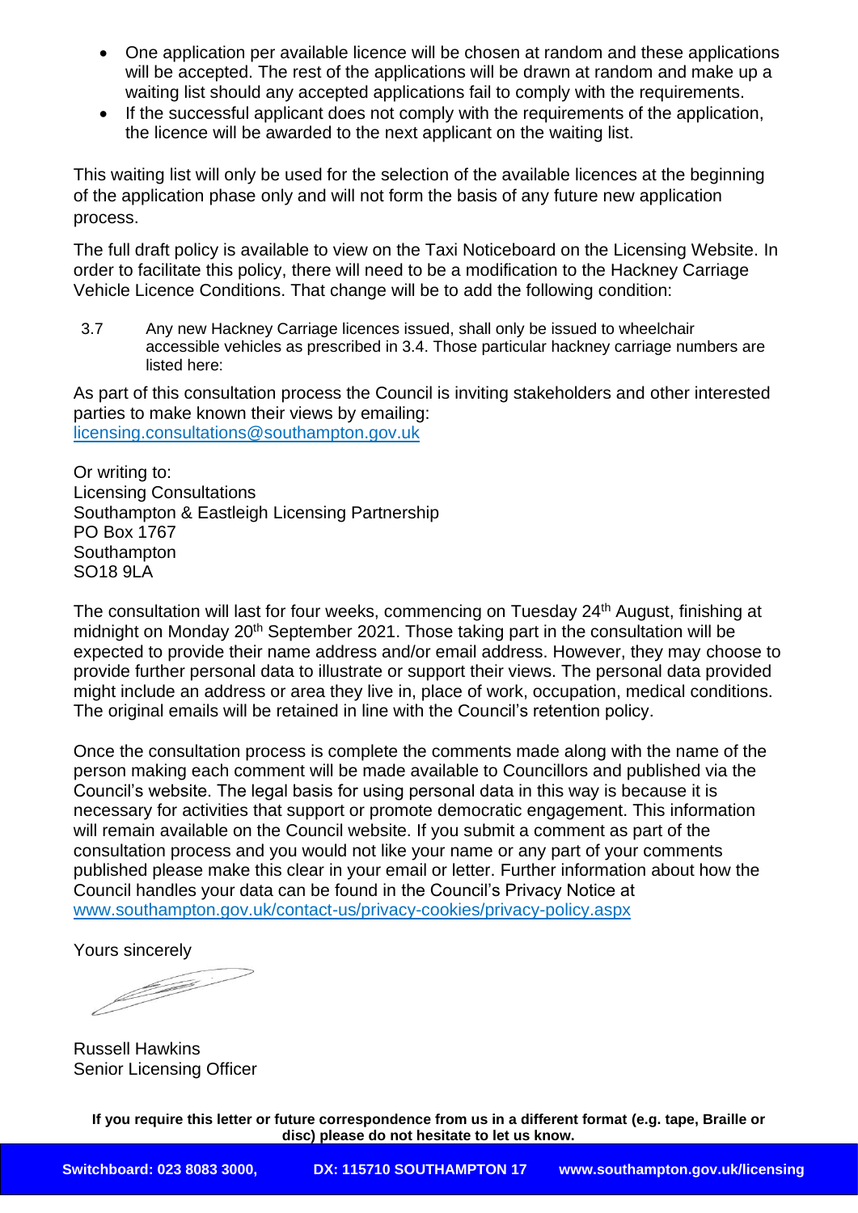- One application per available licence will be chosen at random and these applications will be accepted. The rest of the applications will be drawn at random and make up a waiting list should any accepted applications fail to comply with the requirements.
- If the successful applicant does not comply with the requirements of the application, the licence will be awarded to the next applicant on the waiting list.

This waiting list will only be used for the selection of the available licences at the beginning of the application phase only and will not form the basis of any future new application process.

The full draft policy is available to view on the Taxi Noticeboard on the Licensing Website. In order to facilitate this policy, there will need to be a modification to the Hackney Carriage Vehicle Licence Conditions. That change will be to add the following condition:

3.7 Any new Hackney Carriage licences issued, shall only be issued to wheelchair accessible vehicles as prescribed in 3.4. Those particular hackney carriage numbers are listed here:

As part of this consultation process the Council is inviting stakeholders and other interested parties to make known their views by emailing:
licensing.consultations@southampton.gov.uk

Or writing to:
Licensing Consultations
Southampton & Eastleigh Licensing Partnership
PO Box 1767
Southampton
SO18 9LA

The consultation will last for four weeks, commencing on Tuesday 24th August, finishing at midnight on Monday 20th September 2021. Those taking part in the consultation will be expected to provide their name address and/or email address. However, they may choose to provide further personal data to illustrate or support their views. The personal data provided might include an address or area they live in, place of work, occupation, medical conditions. The original emails will be retained in line with the Council's retention policy.

Once the consultation process is complete the comments made along with the name of the person making each comment will be made available to Councillors and published via the Council's website. The legal basis for using personal data in this way is because it is necessary for activities that support or promote democratic engagement. This information will remain available on the Council website. If you submit a comment as part of the consultation process and you would not like your name or any part of your comments published please make this clear in your email or letter. Further information about how the Council handles your data can be found in the Council's Privacy Notice at www.southampton.gov.uk/contact-us/privacy-cookies/privacy-policy.aspx

Yours sincerely

Russell Hawkins
Senior Licensing Officer

**If you require this letter or future correspondence from us in a different format (e.g. tape, Braille or disc) please do not hesitate to let us know.**

**Switchboard: 023 8083 3000, DX: 115710 SOUTHAMPTON 17 www.southampton.gov.uk/licensing**